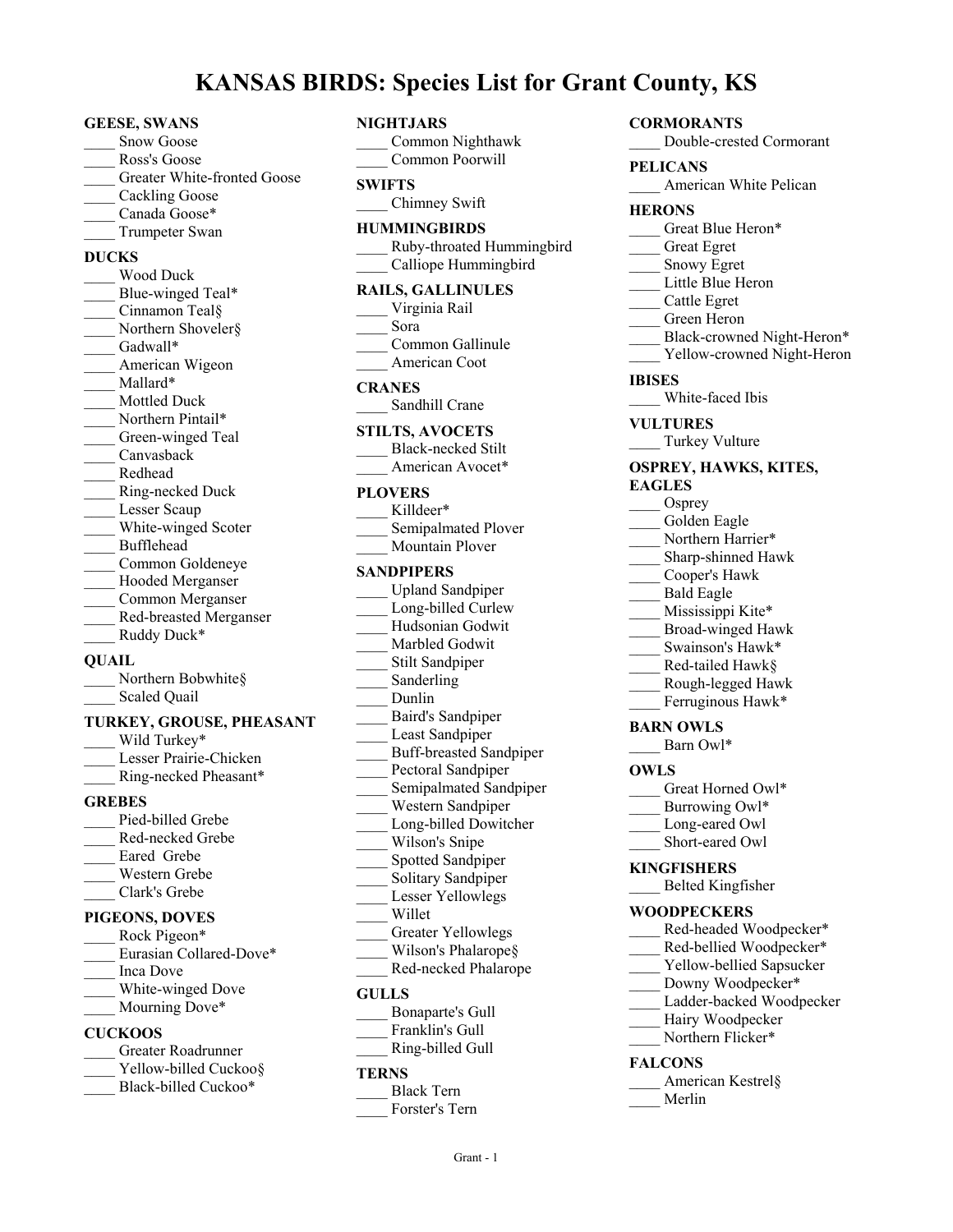# KANSAS BIRDS: Species List for Grant County, KS

**GEESE, SWANS**
____ Snow Goose
____ Ross's Goose
____ Greater White-fronted Goose
____ Cackling Goose
____ Canada Goose*
____ Trumpeter Swan

**DUCKS**
____ Wood Duck
____ Blue-winged Teal*
____ Cinnamon Teal§
____ Northern Shoveler§
____ Gadwall*
____ American Wigeon
____ Mallard*
____ Mottled Duck
____ Northern Pintail*
____ Green-winged Teal
____ Canvasback
____ Redhead
____ Ring-necked Duck
____ Lesser Scaup
____ White-winged Scoter
____ Bufflehead
____ Common Goldeneye
____ Hooded Merganser
____ Common Merganser
____ Red-breasted Merganser
____ Ruddy Duck*

**QUAIL**
____ Northern Bobwhite§
____ Scaled Quail

**TURKEY, GROUSE, PHEASANT**
____ Wild Turkey*
____ Lesser Prairie-Chicken
____ Ring-necked Pheasant*

**GREBES**
____ Pied-billed Grebe
____ Red-necked Grebe
____ Eared Grebe
____ Western Grebe
____ Clark's Grebe

**PIGEONS, DOVES**
____ Rock Pigeon*
____ Eurasian Collared-Dove*
____ Inca Dove
____ White-winged Dove
____ Mourning Dove*

**CUCKOOS**
____ Greater Roadrunner
____ Yellow-billed Cuckoo§
____ Black-billed Cuckoo*

**NIGHTJARS**
____ Common Nighthawk
____ Common Poorwill

**SWIFTS**
____ Chimney Swift

**HUMMINGBIRDS**
____ Ruby-throated Hummingbird
____ Calliope Hummingbird

**RAILS, GALLINULES**
____ Virginia Rail
____ Sora
____ Common Gallinule
____ American Coot

**CRANES**
____ Sandhill Crane

**STILTS, AVOCETS**
____ Black-necked Stilt
____ American Avocet*

**PLOVERS**
____ Killdeer*
____ Semipalmated Plover
____ Mountain Plover

**SANDPIPERS**
____ Upland Sandpiper
____ Long-billed Curlew
____ Hudsonian Godwit
____ Marbled Godwit
____ Stilt Sandpiper
____ Sanderling
____ Dunlin
____ Baird's Sandpiper
____ Least Sandpiper
____ Buff-breasted Sandpiper
____ Pectoral Sandpiper
____ Semipalmated Sandpiper
____ Western Sandpiper
____ Long-billed Dowitcher
____ Wilson's Snipe
____ Spotted Sandpiper
____ Solitary Sandpiper
____ Lesser Yellowlegs
____ Willet
____ Greater Yellowlegs
____ Wilson's Phalarope§
____ Red-necked Phalarope

**GULLS**
____ Bonaparte's Gull
____ Franklin's Gull
____ Ring-billed Gull

**TERNS**
____ Black Tern
____ Forster's Tern

**CORMORANTS**
____ Double-crested Cormorant

**PELICANS**
____ American White Pelican

**HERONS**
____ Great Blue Heron*
____ Great Egret
____ Snowy Egret
____ Little Blue Heron
____ Cattle Egret
____ Green Heron
____ Black-crowned Night-Heron*
____ Yellow-crowned Night-Heron

**IBISES**
____ White-faced Ibis

**VULTURES**
____ Turkey Vulture

**OSPREY, HAWKS, KITES, EAGLES**
____ Osprey
____ Golden Eagle
____ Northern Harrier*
____ Sharp-shinned Hawk
____ Cooper's Hawk
____ Bald Eagle
____ Mississippi Kite*
____ Broad-winged Hawk
____ Swainson's Hawk*
____ Red-tailed Hawk§
____ Rough-legged Hawk
____ Ferruginous Hawk*

**BARN OWLS**
____ Barn Owl*

**OWLS**
____ Great Horned Owl*
____ Burrowing Owl*
____ Long-eared Owl
____ Short-eared Owl

**KINGFISHERS**
____ Belted Kingfisher

**WOODPECKERS**
____ Red-headed Woodpecker*
____ Red-bellied Woodpecker*
____ Yellow-bellied Sapsucker
____ Downy Woodpecker*
____ Ladder-backed Woodpecker
____ Hairy Woodpecker
____ Northern Flicker*

**FALCONS**
____ American Kestrel§
____ Merlin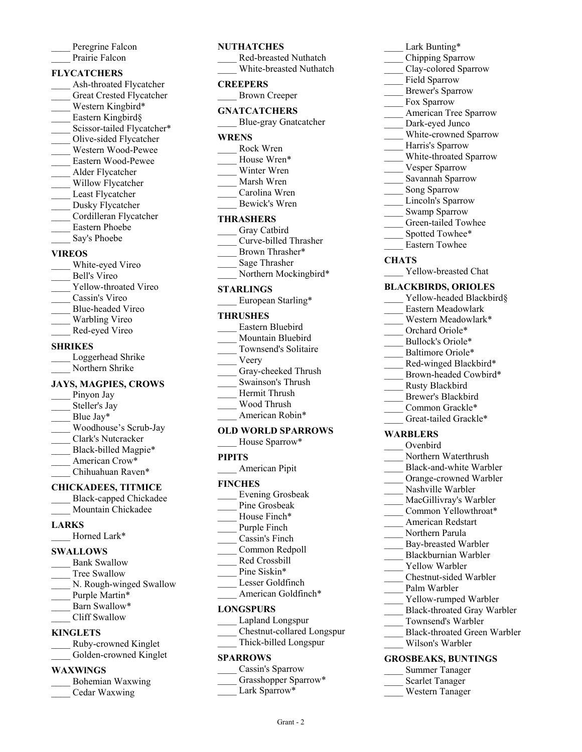____ Peregrine Falcon
____ Prairie Falcon

### FLYCATCHERS

____ Ash-throated Flycatcher
____ Great Crested Flycatcher
____ Western Kingbird*
____ Eastern Kingbird§
____ Scissor-tailed Flycatcher*
____ Olive-sided Flycatcher
____ Western Wood-Pewee
____ Eastern Wood-Pewee
____ Alder Flycatcher
____ Willow Flycatcher
____ Least Flycatcher
____ Dusky Flycatcher
____ Cordilleran Flycatcher
____ Eastern Phoebe
____ Say's Phoebe

### VIREOS

____ White-eyed Vireo
____ Bell's Vireo
____ Yellow-throated Vireo
____ Cassin's Vireo
____ Blue-headed Vireo
____ Warbling Vireo
____ Red-eyed Vireo

### SHRIKES

____ Loggerhead Shrike
____ Northern Shrike

### JAYS, MAGPIES, CROWS

____ Pinyon Jay
____ Steller's Jay
____ Blue Jay*
____ Woodhouse's Scrub-Jay
____ Clark's Nutcracker
____ Black-billed Magpie*
____ American Crow*
____ Chihuahuan Raven*

### CHICKADEES, TITMICE

____ Black-capped Chickadee
____ Mountain Chickadee

### LARKS

____ Horned Lark*

### SWALLOWS

____ Bank Swallow
____ Tree Swallow
____ N. Rough-winged Swallow
____ Purple Martin*
____ Barn Swallow*
____ Cliff Swallow

### KINGLETS

____ Ruby-crowned Kinglet
____ Golden-crowned Kinglet

### WAXWINGS

____ Bohemian Waxwing
____ Cedar Waxwing

### NUTHATCHES

____ Red-breasted Nuthatch
____ White-breasted Nuthatch

### CREEPERS

____ Brown Creeper

### GNATCATCHERS

____ Blue-gray Gnatcatcher

### WRENS

____ Rock Wren
____ House Wren*
____ Winter Wren
____ Marsh Wren
____ Carolina Wren
____ Bewick's Wren

### THRASHERS

____ Gray Catbird
____ Curve-billed Thrasher
____ Brown Thrasher*
____ Sage Thrasher
____ Northern Mockingbird*

### STARLINGS

____ European Starling*

### THRUSHES

____ Eastern Bluebird
____ Mountain Bluebird
____ Townsend's Solitaire
____ Veery
____ Gray-cheeked Thrush
____ Swainson's Thrush
____ Hermit Thrush
____ Wood Thrush
____ American Robin*

### OLD WORLD SPARROWS

____ House Sparrow*

### PIPITS

____ American Pipit

### FINCHES

____ Evening Grosbeak
____ Pine Grosbeak
____ House Finch*
____ Purple Finch
____ Cassin's Finch
____ Common Redpoll
____ Red Crossbill
____ Pine Siskin*
____ Lesser Goldfinch
____ American Goldfinch*

### LONGSPURS

____ Lapland Longspur
____ Chestnut-collared Longspur
____ Thick-billed Longspur

### SPARROWS

____ Cassin's Sparrow
____ Grasshopper Sparrow*
____ Lark Sparrow*
____ Lark Bunting*
____ Chipping Sparrow
____ Clay-colored Sparrow
____ Field Sparrow
____ Brewer's Sparrow
____ Fox Sparrow
____ American Tree Sparrow
____ Dark-eyed Junco
____ White-crowned Sparrow
____ Harris's Sparrow
____ White-throated Sparrow
____ Vesper Sparrow
____ Savannah Sparrow
____ Song Sparrow
____ Lincoln's Sparrow
____ Swamp Sparrow
____ Green-tailed Towhee
____ Spotted Towhee*
____ Eastern Towhee

### CHATS

____ Yellow-breasted Chat

### BLACKBIRDS, ORIOLES

____ Yellow-headed Blackbird§
____ Eastern Meadowlark
____ Western Meadowlark*
____ Orchard Oriole*
____ Bullock's Oriole*
____ Baltimore Oriole*
____ Red-winged Blackbird*
____ Brown-headed Cowbird*
____ Rusty Blackbird
____ Brewer's Blackbird
____ Common Grackle*
____ Great-tailed Grackle*

### WARBLERS

____ Ovenbird
____ Northern Waterthrush
____ Black-and-white Warbler
____ Orange-crowned Warbler
____ Nashville Warbler
____ MacGillivray's Warbler
____ Common Yellowthroat*
____ American Redstart
____ Northern Parula
____ Bay-breasted Warbler
____ Blackburnian Warbler
____ Yellow Warbler
____ Chestnut-sided Warbler
____ Palm Warbler
____ Yellow-rumped Warbler
____ Black-throated Gray Warbler
____ Townsend's Warbler
____ Black-throated Green Warbler
____ Wilson's Warbler

### GROSBEAKS, BUNTINGS

____ Summer Tanager
____ Scarlet Tanager
____ Western Tanager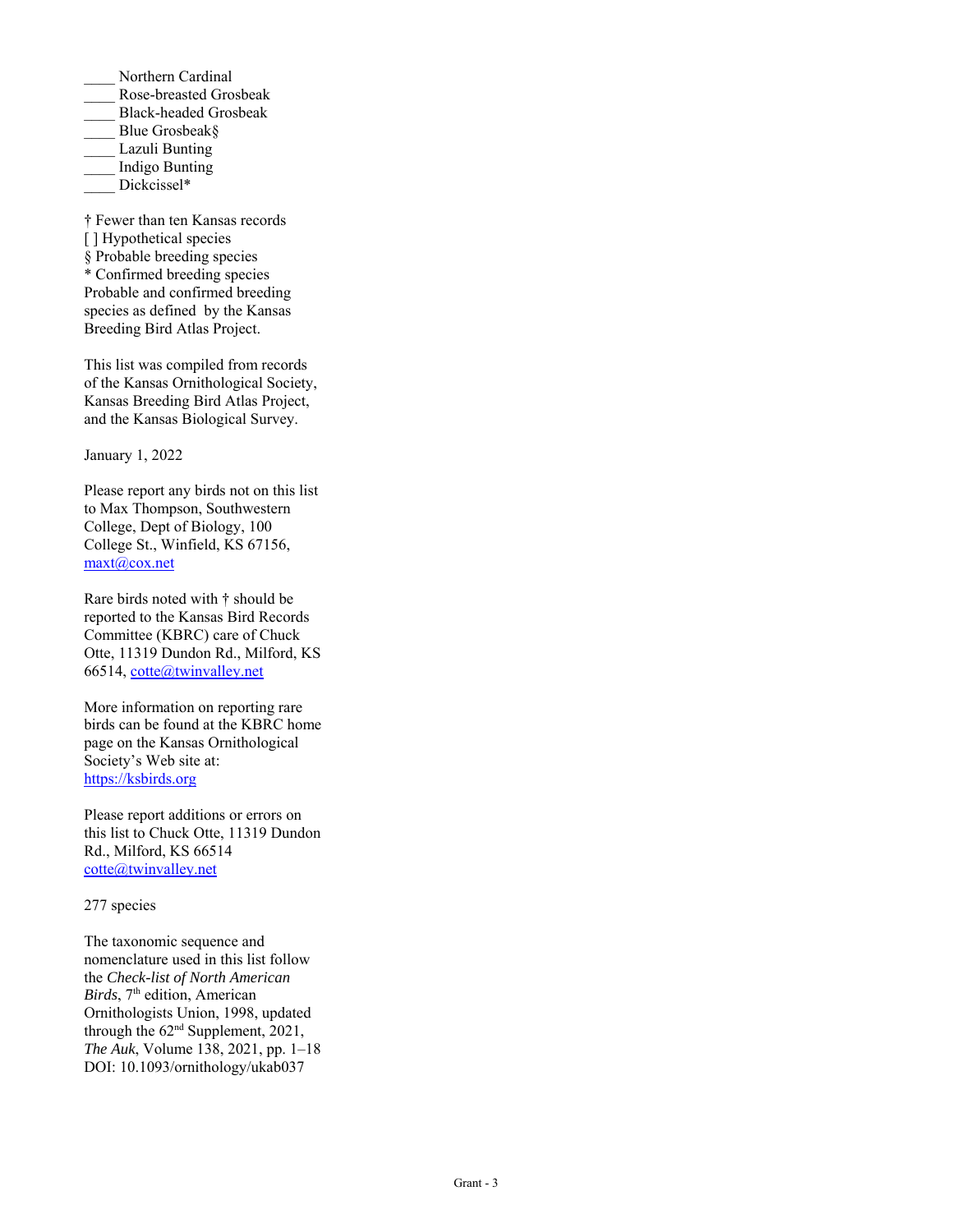____ Northern Cardinal
____ Rose-breasted Grosbeak
____ Black-headed Grosbeak
____ Blue Grosbeak§
____ Lazuli Bunting
____ Indigo Bunting
____ Dickcissel*

† Fewer than ten Kansas records
[ ] Hypothetical species
§ Probable breeding species
* Confirmed breeding species
Probable and confirmed breeding species as defined by the Kansas Breeding Bird Atlas Project.

This list was compiled from records of the Kansas Ornithological Society, Kansas Breeding Bird Atlas Project, and the Kansas Biological Survey.

January 1, 2022

Please report any birds not on this list to Max Thompson, Southwestern College, Dept of Biology, 100 College St., Winfield, KS 67156, maxt@cox.net

Rare birds noted with † should be reported to the Kansas Bird Records Committee (KBRC) care of Chuck Otte, 11319 Dundon Rd., Milford, KS 66514, cotte@twinvalley.net

More information on reporting rare birds can be found at the KBRC home page on the Kansas Ornithological Society's Web site at: https://ksbirds.org

Please report additions or errors on this list to Chuck Otte, 11319 Dundon Rd., Milford, KS 66514 cotte@twinvalley.net

277 species

The taxonomic sequence and nomenclature used in this list follow the *Check-list of North American Birds*, 7th edition, American Ornithologists Union, 1998, updated through the 62nd Supplement, 2021, *The Auk*, Volume 138, 2021, pp. 1–18 DOI: 10.1093/ornithology/ukab037